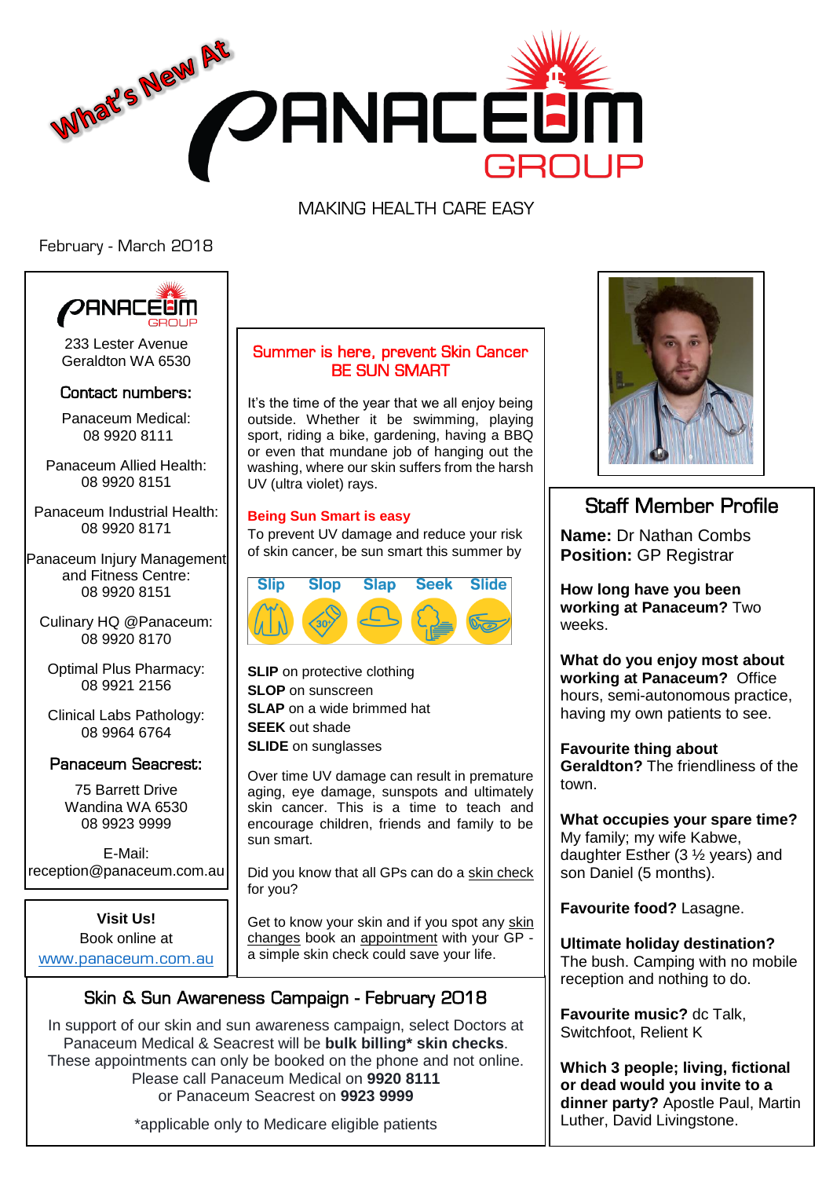What's New At PANACEUM GROUP

MAKING HEALTH CARE EASY

February - March 2018

233 Lester Avenue
Geraldton WA 6530

### Contact numbers:

Panaceum Medical:
08 9920 8111

Panaceum Allied Health:
08 9920 8151

Panaceum Industrial Health:
08 9920 8171

Panaceum Injury Management and Fitness Centre:
08 9920 8151

Culinary HQ @Panaceum:
08 9920 8170

Optimal Plus Pharmacy:
08 9921 2156

Clinical Labs Pathology:
08 9964 6764

### Panaceum Seacrest:

75 Barrett Drive
Wandina WA 6530
08 9923 9999

E-Mail:
reception@panaceum.com.au

**Visit Us!**
Book online at
www.panaceum.com.au

## Summer is here, prevent Skin Cancer BE SUN SMART

It's the time of the year that we all enjoy being outside. Whether it be swimming, playing sport, riding a bike, gardening, having a BBQ or even that mundane job of hanging out the washing, where our skin suffers from the harsh UV (ultra violet) rays.

**Being Sun Smart is easy**

To prevent UV damage and reduce your risk of skin cancer, be sun smart this summer by

Slip Slop Slap Seek Slide

**SLIP** on protective clothing
**SLOP** on sunscreen
**SLAP** on a wide brimmed hat
**SEEK** out shade
**SLIDE** on sunglasses

Over time UV damage can result in premature aging, eye damage, sunspots and ultimately skin cancer. This is a time to teach and encourage children, friends and family to be sun smart.

Did you know that all GPs can do a skin check for you?

Get to know your skin and if you spot any skin changes book an appointment with your GP - a simple skin check could save your life.

## Skin & Sun Awareness Campaign - February 2018

In support of our skin and sun awareness campaign, select Doctors at Panaceum Medical & Seacrest will be **bulk billing* skin checks**. These appointments can only be booked on the phone and not online. Please call Panaceum Medical on **9920 8111** or Panaceum Seacrest on **9923 9999**

*applicable only to Medicare eligible patients

## Staff Member Profile

**Name:** Dr Nathan Combs
**Position:** GP Registrar

**How long have you been working at Panaceum?** Two weeks.

**What do you enjoy most about working at Panaceum?** Office hours, semi-autonomous practice, having my own patients to see.

**Favourite thing about Geraldton?** The friendliness of the town.

**What occupies your spare time?** My family; my wife Kabwe, daughter Esther (3 ½ years) and son Daniel (5 months).

**Favourite food?** Lasagne.

**Ultimate holiday destination?** The bush. Camping with no mobile reception and nothing to do.

**Favourite music?** dc Talk, Switchfoot, Relient K

**Which 3 people; living, fictional or dead would you invite to a dinner party?** Apostle Paul, Martin Luther, David Livingstone.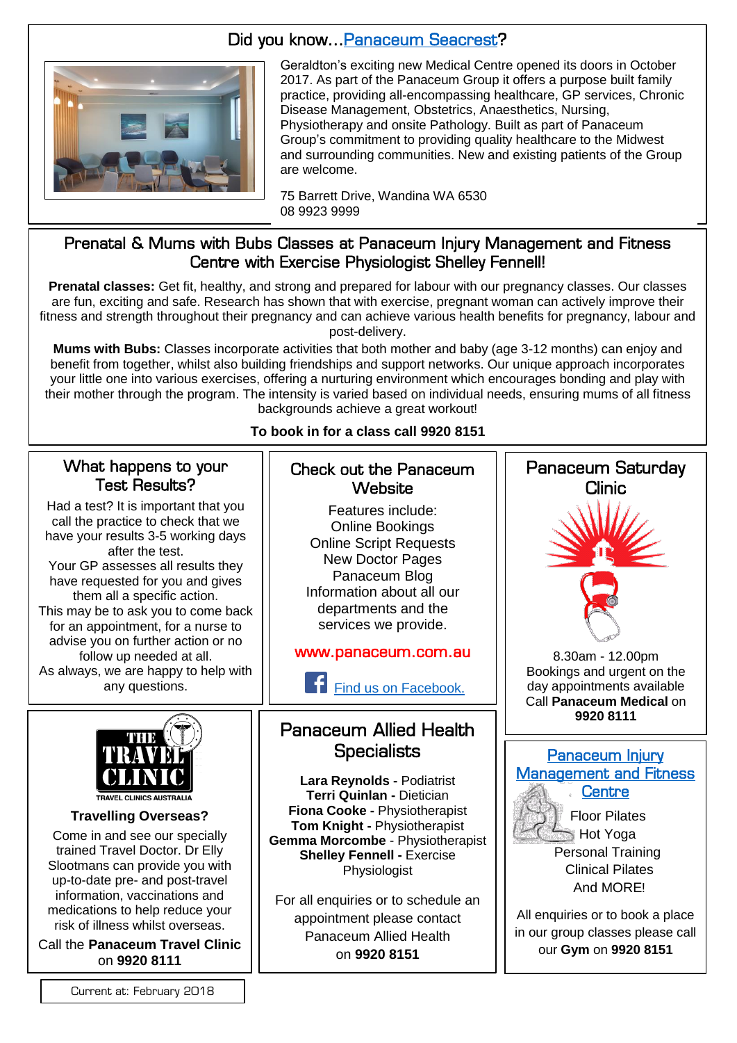## Did you know...Panaceum Seacrest?

Geraldton's exciting new Medical Centre opened its doors in October 2017. As part of the Panaceum Group it offers a purpose built family practice, providing all-encompassing healthcare, GP services, Chronic Disease Management, Obstetrics, Anaesthetics, Nursing, Physiotherapy and onsite Pathology. Built as part of Panaceum Group's commitment to providing quality healthcare to the Midwest and surrounding communities. New and existing patients of the Group are welcome.

75 Barrett Drive, Wandina WA 6530
08 9923 9999

## Prenatal & Mums with Bubs Classes at Panaceum Injury Management and Fitness Centre with Exercise Physiologist Shelley Fennell!

**Prenatal classes:** Get fit, healthy, and strong and prepared for labour with our pregnancy classes. Our classes are fun, exciting and safe. Research has shown that with exercise, pregnant woman can actively improve their fitness and strength throughout their pregnancy and can achieve various health benefits for pregnancy, labour and post-delivery.

**Mums with Bubs:** Classes incorporate activities that both mother and baby (age 3-12 months) can enjoy and benefit from together, whilst also building friendships and support networks. Our unique approach incorporates your little one into various exercises, offering a nurturing environment which encourages bonding and play with their mother through the program. The intensity is varied based on individual needs, ensuring mums of all fitness backgrounds achieve a great workout!

**To book in for a class call 9920 8151**

## What happens to your Test Results?

Had a test? It is important that you call the practice to check that we have your results 3-5 working days after the test.
Your GP assesses all results they have requested for you and gives them all a specific action.
This may be to ask you to come back for an appointment, for a nurse to advise you on further action or no follow up needed at all.
As always, we are happy to help with any questions.

## Check out the Panaceum Website

Features include:
Online Bookings
Online Script Requests
New Doctor Pages
Panaceum Blog
Information about all our departments and the services we provide.

www.panaceum.com.au

Find us on Facebook.

## Panaceum Saturday Clinic

8.30am - 12.00pm
Bookings and urgent on the day appointments available
Call **Panaceum Medical** on **9920 8111**

THE TRAVEL CLINIC
TRAVEL CLINICS AUSTRALIA

**Travelling Overseas?**

Come in and see our specially trained Travel Doctor. Dr Elly Slootmans can provide you with up-to-date pre- and post-travel information, vaccinations and medications to help reduce your risk of illness whilst overseas.

Call the **Panaceum Travel Clinic** on **9920 8111**

## Panaceum Allied Health Specialists

**Lara Reynolds -** Podiatrist
**Terri Quinlan -** Dietician
**Fiona Cooke -** Physiotherapist
**Tom Knight -** Physiotherapist
**Gemma Morcombe** - Physiotherapist
**Shelley Fennell -** Exercise Physiologist

For all enquiries or to schedule an appointment please contact Panaceum Allied Health on **9920 8151**

## Panaceum Injury Management and Fitness Centre

Floor Pilates
Hot Yoga
Personal Training
Clinical Pilates
And MORE!

All enquiries or to book a place in our group classes please call our **Gym** on **9920 8151**

Current at: February 2018